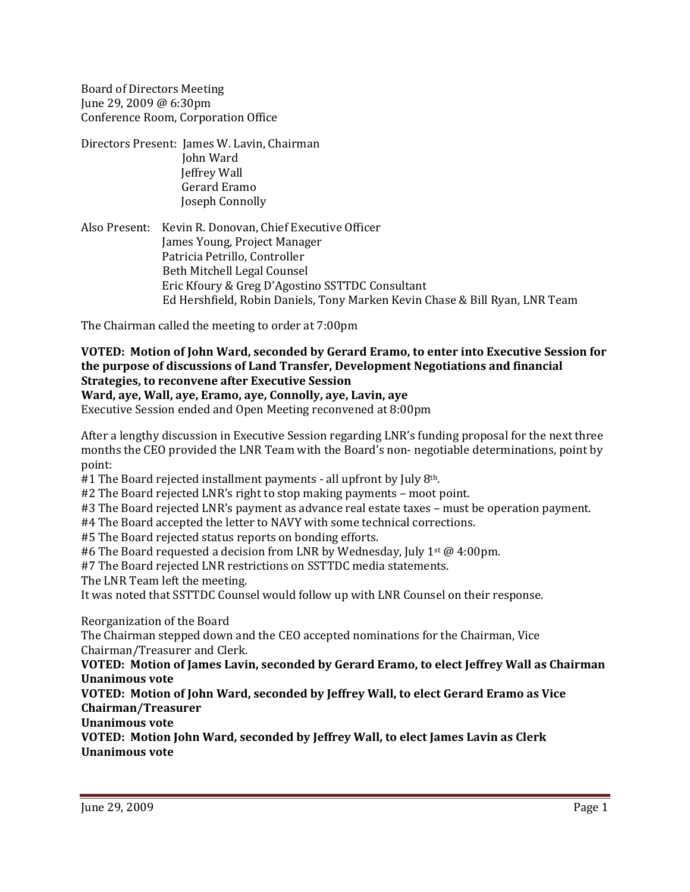Board of Directors Meeting
June 29, 2009 @ 6:30pm
Conference Room, Corporation Office

Directors Present: James W. Lavin, Chairman
John Ward
Jeffrey Wall
Gerard Eramo
Joseph Connolly

Also Present: Kevin R. Donovan, Chief Executive Officer
James Young, Project Manager
Patricia Petrillo, Controller
Beth Mitchell Legal Counsel
Eric Kfoury & Greg D'Agostino SSTTDC Consultant
Ed Hershfield, Robin Daniels, Tony Marken Kevin Chase & Bill Ryan, LNR Team

The Chairman called the meeting to order at 7:00pm

**VOTED: Motion of John Ward, seconded by Gerard Eramo, to enter into Executive Session for the purpose of discussions of Land Transfer, Development Negotiations and financial Strategies, to reconvene after Executive Session**
**Ward, aye, Wall, aye, Eramo, aye, Connolly, aye, Lavin, aye**
Executive Session ended and Open Meeting reconvened at 8:00pm

After a lengthy discussion in Executive Session regarding LNR's funding proposal for the next three months the CEO provided the LNR Team with the Board's non- negotiable determinations, point by point:
#1 The Board rejected installment payments - all upfront by July 8th.
#2 The Board rejected LNR's right to stop making payments – moot point.
#3 The Board rejected LNR's payment as advance real estate taxes – must be operation payment.
#4 The Board accepted the letter to NAVY with some technical corrections.
#5 The Board rejected status reports on bonding efforts.
#6 The Board requested a decision from LNR by Wednesday, July 1st @ 4:00pm.
#7 The Board rejected LNR restrictions on SSTTDC media statements.
The LNR Team left the meeting.
It was noted that SSTTDC Counsel would follow up with LNR Counsel on their response.

Reorganization of the Board
The Chairman stepped down and the CEO accepted nominations for the Chairman, Vice Chairman/Treasurer and Clerk.
**VOTED: Motion of James Lavin, seconded by Gerard Eramo, to elect Jeffrey Wall as Chairman**
**Unanimous vote**
**VOTED: Motion of John Ward, seconded by Jeffrey Wall, to elect Gerard Eramo as Vice Chairman/Treasurer**
**Unanimous vote**
**VOTED: Motion John Ward, seconded by Jeffrey Wall, to elect James Lavin as Clerk**
**Unanimous vote**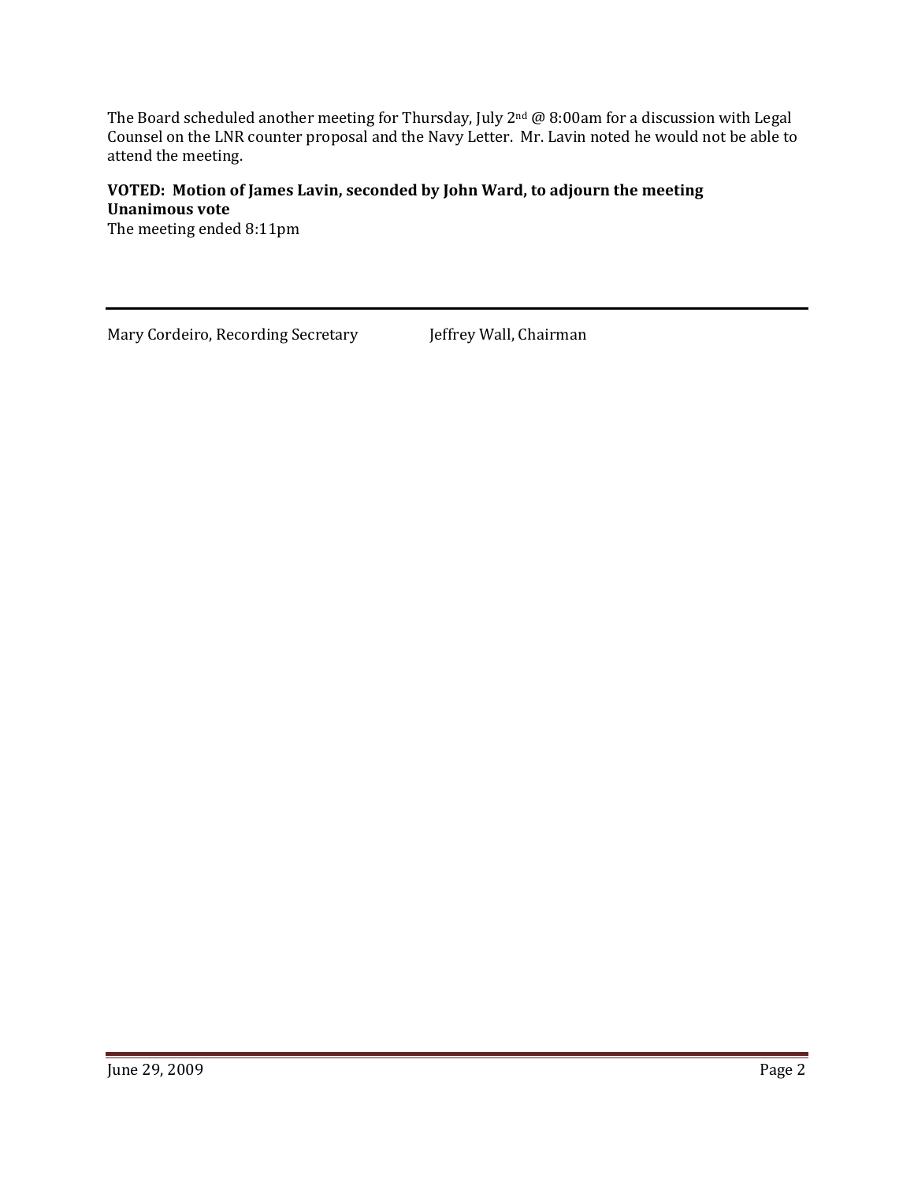The Board scheduled another meeting for Thursday, July 2nd @ 8:00am for a discussion with Legal Counsel on the LNR counter proposal and the Navy Letter. Mr. Lavin noted he would not be able to attend the meeting.

**VOTED: Motion of James Lavin, seconded by John Ward, to adjourn the meeting**
**Unanimous vote**
The meeting ended 8:11pm

---

Mary Cordeiro, Recording Secretary Jeffrey Wall, Chairman